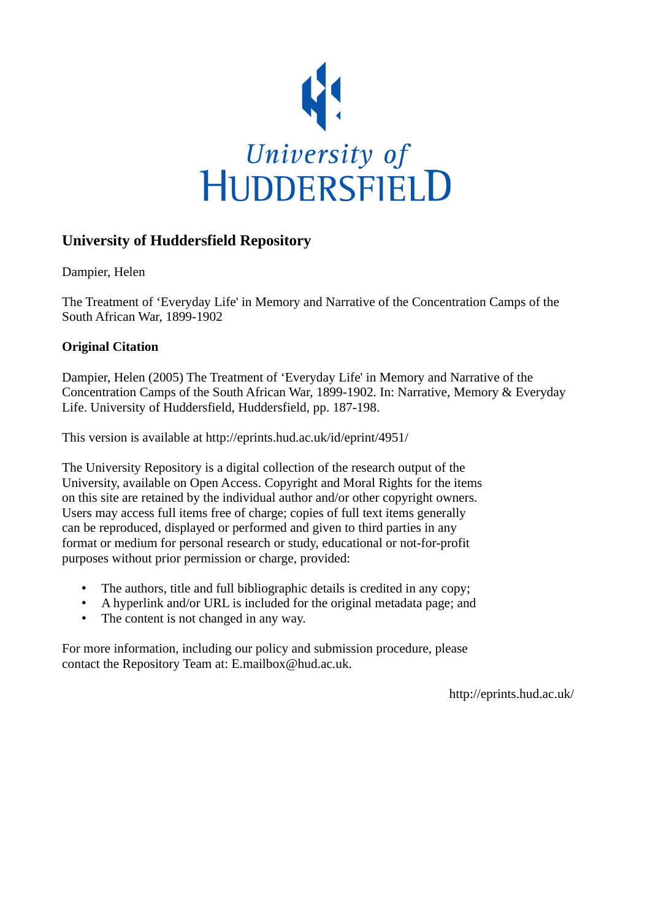University of HUDDERSFIELD

## University of Huddersfield Repository

Dampier, Helen

The Treatment of 'Everyday Life' in Memory and Narrative of the Concentration Camps of the South African War, 1899-1902

### Original Citation

Dampier, Helen (2005) The Treatment of 'Everyday Life' in Memory and Narrative of the Concentration Camps of the South African War, 1899-1902. In: Narrative, Memory & Everyday Life. University of Huddersfield, Huddersfield, pp. 187-198.

This version is available at http://eprints.hud.ac.uk/id/eprint/4951/

The University Repository is a digital collection of the research output of the University, available on Open Access. Copyright and Moral Rights for the items on this site are retained by the individual author and/or other copyright owners. Users may access full items free of charge; copies of full text items generally can be reproduced, displayed or performed and given to third parties in any format or medium for personal research or study, educational or not-for-profit purposes without prior permission or charge, provided:

- The authors, title and full bibliographic details is credited in any copy;
- A hyperlink and/or URL is included for the original metadata page; and
- The content is not changed in any way.

For more information, including our policy and submission procedure, please contact the Repository Team at: E.mailbox@hud.ac.uk.

http://eprints.hud.ac.uk/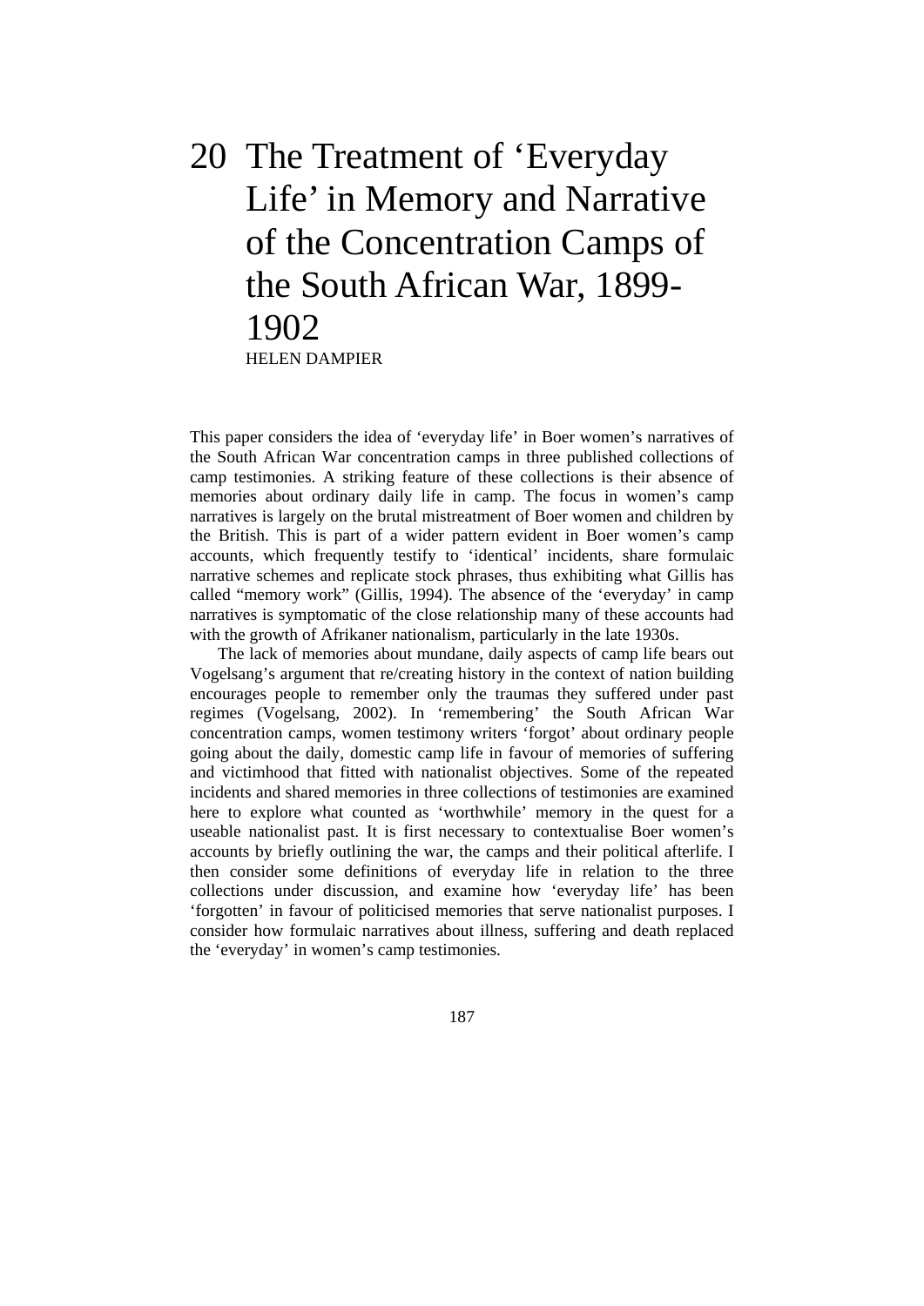# 20 The Treatment of 'Everyday Life' in Memory and Narrative of the Concentration Camps of the South African War, 1899-1902

HELEN DAMPIER

This paper considers the idea of 'everyday life' in Boer women's narratives of the South African War concentration camps in three published collections of camp testimonies. A striking feature of these collections is their absence of memories about ordinary daily life in camp. The focus in women's camp narratives is largely on the brutal mistreatment of Boer women and children by the British. This is part of a wider pattern evident in Boer women's camp accounts, which frequently testify to 'identical' incidents, share formulaic narrative schemes and replicate stock phrases, thus exhibiting what Gillis has called "memory work" (Gillis, 1994). The absence of the 'everyday' in camp narratives is symptomatic of the close relationship many of these accounts had with the growth of Afrikaner nationalism, particularly in the late 1930s.

The lack of memories about mundane, daily aspects of camp life bears out Vogelsang's argument that re/creating history in the context of nation building encourages people to remember only the traumas they suffered under past regimes (Vogelsang, 2002). In 'remembering' the South African War concentration camps, women testimony writers 'forgot' about ordinary people going about the daily, domestic camp life in favour of memories of suffering and victimhood that fitted with nationalist objectives. Some of the repeated incidents and shared memories in three collections of testimonies are examined here to explore what counted as 'worthwhile' memory in the quest for a useable nationalist past. It is first necessary to contextualise Boer women's accounts by briefly outlining the war, the camps and their political afterlife. I then consider some definitions of everyday life in relation to the three collections under discussion, and examine how 'everyday life' has been 'forgotten' in favour of politicised memories that serve nationalist purposes. I consider how formulaic narratives about illness, suffering and death replaced the 'everyday' in women's camp testimonies.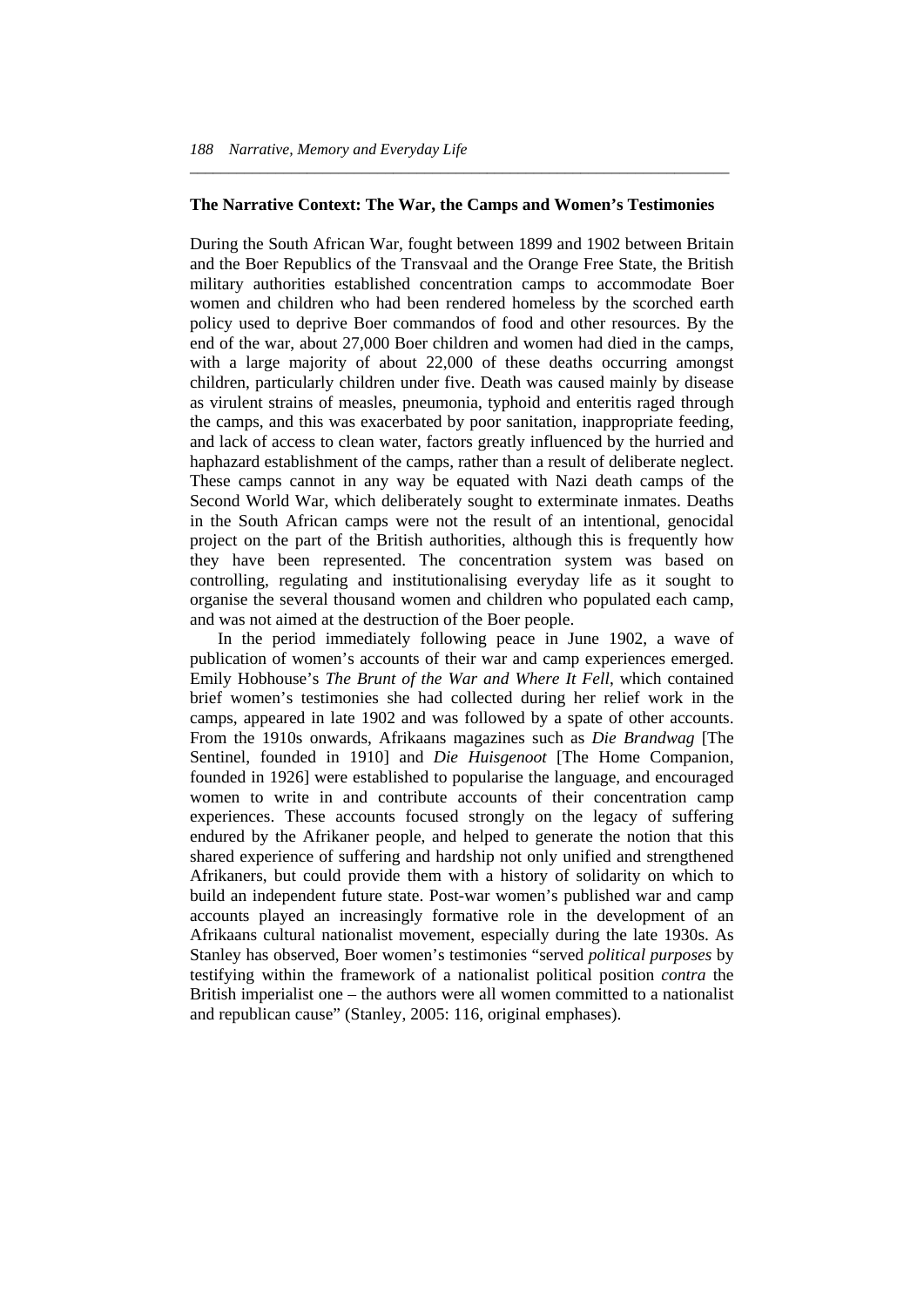## The Narrative Context: The War, the Camps and Women's Testimonies

During the South African War, fought between 1899 and 1902 between Britain and the Boer Republics of the Transvaal and the Orange Free State, the British military authorities established concentration camps to accommodate Boer women and children who had been rendered homeless by the scorched earth policy used to deprive Boer commandos of food and other resources. By the end of the war, about 27,000 Boer children and women had died in the camps, with a large majority of about 22,000 of these deaths occurring amongst children, particularly children under five. Death was caused mainly by disease as virulent strains of measles, pneumonia, typhoid and enteritis raged through the camps, and this was exacerbated by poor sanitation, inappropriate feeding, and lack of access to clean water, factors greatly influenced by the hurried and haphazard establishment of the camps, rather than a result of deliberate neglect. These camps cannot in any way be equated with Nazi death camps of the Second World War, which deliberately sought to exterminate inmates. Deaths in the South African camps were not the result of an intentional, genocidal project on the part of the British authorities, although this is frequently how they have been represented. The concentration system was based on controlling, regulating and institutionalising everyday life as it sought to organise the several thousand women and children who populated each camp, and was not aimed at the destruction of the Boer people.

In the period immediately following peace in June 1902, a wave of publication of women's accounts of their war and camp experiences emerged. Emily Hobhouse's *The Brunt of the War and Where It Fell*, which contained brief women's testimonies she had collected during her relief work in the camps, appeared in late 1902 and was followed by a spate of other accounts. From the 1910s onwards, Afrikaans magazines such as *Die Brandwag* [The Sentinel, founded in 1910] and *Die Huisgenoot* [The Home Companion, founded in 1926] were established to popularise the language, and encouraged women to write in and contribute accounts of their concentration camp experiences. These accounts focused strongly on the legacy of suffering endured by the Afrikaner people, and helped to generate the notion that this shared experience of suffering and hardship not only unified and strengthened Afrikaners, but could provide them with a history of solidarity on which to build an independent future state. Post-war women's published war and camp accounts played an increasingly formative role in the development of an Afrikaans cultural nationalist movement, especially during the late 1930s. As Stanley has observed, Boer women's testimonies "served *political purposes* by testifying within the framework of a nationalist political position *contra* the British imperialist one – the authors were all women committed to a nationalist and republican cause" (Stanley, 2005: 116, original emphases).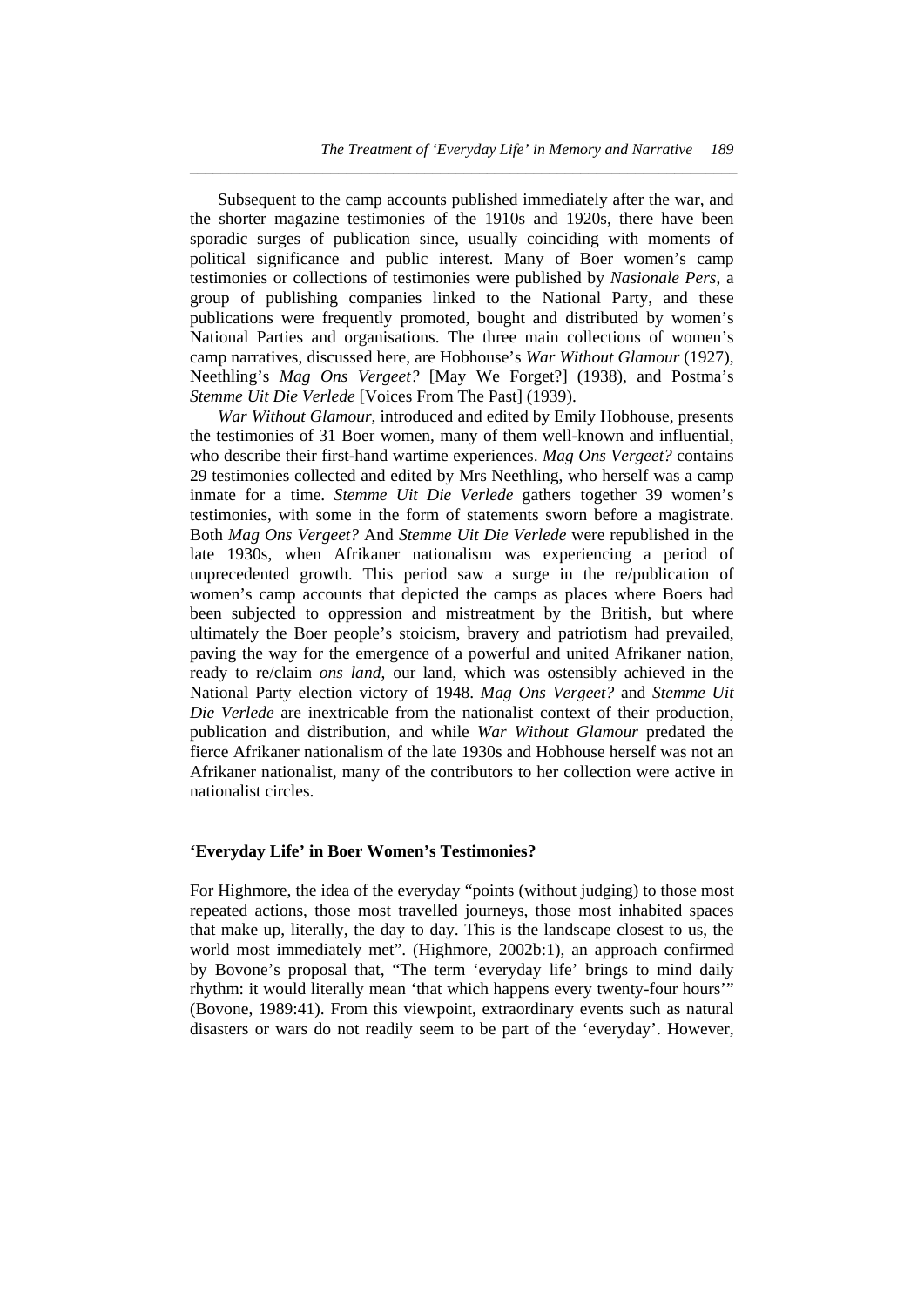Subsequent to the camp accounts published immediately after the war, and the shorter magazine testimonies of the 1910s and 1920s, there have been sporadic surges of publication since, usually coinciding with moments of political significance and public interest. Many of Boer women's camp testimonies or collections of testimonies were published by *Nasionale Pers*, a group of publishing companies linked to the National Party, and these publications were frequently promoted, bought and distributed by women's National Parties and organisations. The three main collections of women's camp narratives, discussed here, are Hobhouse's *War Without Glamour* (1927), Neethling's *Mag Ons Vergeet?* [May We Forget?] (1938), and Postma's *Stemme Uit Die Verlede* [Voices From The Past] (1939).

*War Without Glamour*, introduced and edited by Emily Hobhouse, presents the testimonies of 31 Boer women, many of them well-known and influential, who describe their first-hand wartime experiences. *Mag Ons Vergeet?* contains 29 testimonies collected and edited by Mrs Neethling, who herself was a camp inmate for a time. *Stemme Uit Die Verlede* gathers together 39 women's testimonies, with some in the form of statements sworn before a magistrate. Both *Mag Ons Vergeet?* And *Stemme Uit Die Verlede* were republished in the late 1930s, when Afrikaner nationalism was experiencing a period of unprecedented growth. This period saw a surge in the re/publication of women's camp accounts that depicted the camps as places where Boers had been subjected to oppression and mistreatment by the British, but where ultimately the Boer people's stoicism, bravery and patriotism had prevailed, paving the way for the emergence of a powerful and united Afrikaner nation, ready to re/claim *ons land*, our land, which was ostensibly achieved in the National Party election victory of 1948. *Mag Ons Vergeet?* and *Stemme Uit Die Verlede* are inextricable from the nationalist context of their production, publication and distribution, and while *War Without Glamour* predated the fierce Afrikaner nationalism of the late 1930s and Hobhouse herself was not an Afrikaner nationalist, many of the contributors to her collection were active in nationalist circles.

### 'Everyday Life' in Boer Women's Testimonies?

For Highmore, the idea of the everyday "points (without judging) to those most repeated actions, those most travelled journeys, those most inhabited spaces that make up, literally, the day to day. This is the landscape closest to us, the world most immediately met". (Highmore, 2002b:1), an approach confirmed by Bovone's proposal that, "The term 'everyday life' brings to mind daily rhythm: it would literally mean 'that which happens every twenty-four hours'" (Bovone, 1989:41). From this viewpoint, extraordinary events such as natural disasters or wars do not readily seem to be part of the 'everyday'. However,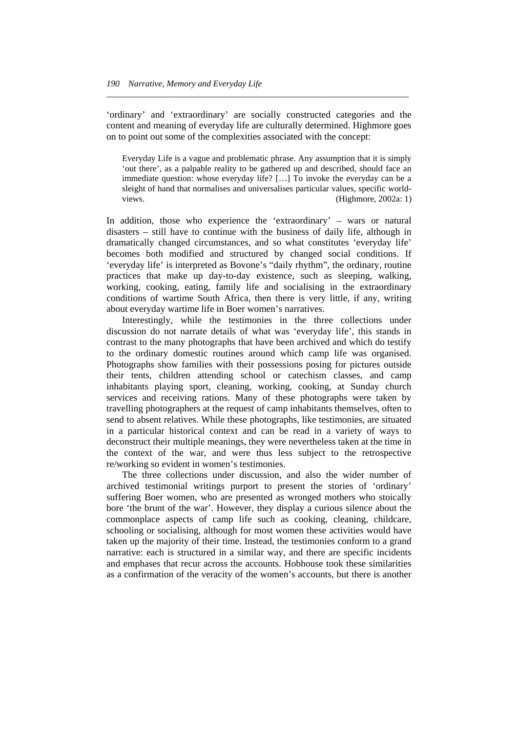'ordinary' and 'extraordinary' are socially constructed categories and the content and meaning of everyday life are culturally determined. Highmore goes on to point out some of the complexities associated with the concept:

> Everyday Life is a vague and problematic phrase. Any assumption that it is simply 'out there', as a palpable reality to be gathered up and described, should face an immediate question: whose everyday life? […] To invoke the everyday can be a sleight of hand that normalises and universalises particular values, specific world-views. (Highmore, 2002a: 1)

In addition, those who experience the 'extraordinary' – wars or natural disasters – still have to continue with the business of daily life, although in dramatically changed circumstances, and so what constitutes 'everyday life' becomes both modified and structured by changed social conditions. If 'everyday life' is interpreted as Bovone's "daily rhythm", the ordinary, routine practices that make up day-to-day existence, such as sleeping, walking, working, cooking, eating, family life and socialising in the extraordinary conditions of wartime South Africa, then there is very little, if any, writing about everyday wartime life in Boer women's narratives.

Interestingly, while the testimonies in the three collections under discussion do not narrate details of what was 'everyday life', this stands in contrast to the many photographs that have been archived and which do testify to the ordinary domestic routines around which camp life was organised. Photographs show families with their possessions posing for pictures outside their tents, children attending school or catechism classes, and camp inhabitants playing sport, cleaning, working, cooking, at Sunday church services and receiving rations. Many of these photographs were taken by travelling photographers at the request of camp inhabitants themselves, often to send to absent relatives. While these photographs, like testimonies, are situated in a particular historical context and can be read in a variety of ways to deconstruct their multiple meanings, they were nevertheless taken at the time in the context of the war, and were thus less subject to the retrospective re/working so evident in women's testimonies.

The three collections under discussion, and also the wider number of archived testimonial writings purport to present the stories of 'ordinary' suffering Boer women, who are presented as wronged mothers who stoically bore 'the brunt of the war'. However, they display a curious silence about the commonplace aspects of camp life such as cooking, cleaning, childcare, schooling or socialising, although for most women these activities would have taken up the majority of their time. Instead, the testimonies conform to a grand narrative: each is structured in a similar way, and there are specific incidents and emphases that recur across the accounts. Hobhouse took these similarities as a confirmation of the veracity of the women's accounts, but there is another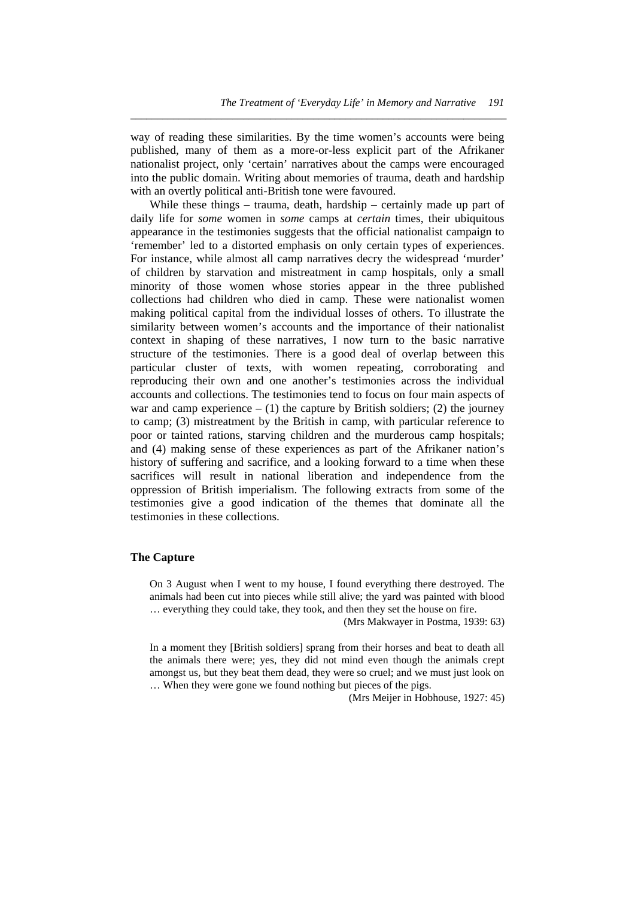way of reading these similarities. By the time women's accounts were being published, many of them as a more-or-less explicit part of the Afrikaner nationalist project, only 'certain' narratives about the camps were encouraged into the public domain. Writing about memories of trauma, death and hardship with an overtly political anti-British tone were favoured.

While these things – trauma, death, hardship – certainly made up part of daily life for *some* women in *some* camps at *certain* times, their ubiquitous appearance in the testimonies suggests that the official nationalist campaign to 'remember' led to a distorted emphasis on only certain types of experiences. For instance, while almost all camp narratives decry the widespread 'murder' of children by starvation and mistreatment in camp hospitals, only a small minority of those women whose stories appear in the three published collections had children who died in camp. These were nationalist women making political capital from the individual losses of others. To illustrate the similarity between women's accounts and the importance of their nationalist context in shaping of these narratives, I now turn to the basic narrative structure of the testimonies. There is a good deal of overlap between this particular cluster of texts, with women repeating, corroborating and reproducing their own and one another's testimonies across the individual accounts and collections. The testimonies tend to focus on four main aspects of war and camp experience – (1) the capture by British soldiers; (2) the journey to camp; (3) mistreatment by the British in camp, with particular reference to poor or tainted rations, starving children and the murderous camp hospitals; and (4) making sense of these experiences as part of the Afrikaner nation's history of suffering and sacrifice, and a looking forward to a time when these sacrifices will result in national liberation and independence from the oppression of British imperialism. The following extracts from some of the testimonies give a good indication of the themes that dominate all the testimonies in these collections.

## The Capture

> On 3 August when I went to my house, I found everything there destroyed. The animals had been cut into pieces while still alive; the yard was painted with blood … everything they could take, they took, and then they set the house on fire.
>
> (Mrs Makwayer in Postma, 1939: 63)

> In a moment they [British soldiers] sprang from their horses and beat to death all the animals there were; yes, they did not mind even though the animals crept amongst us, but they beat them dead, they were so cruel; and we must just look on … When they were gone we found nothing but pieces of the pigs.
>
> (Mrs Meijer in Hobhouse, 1927: 45)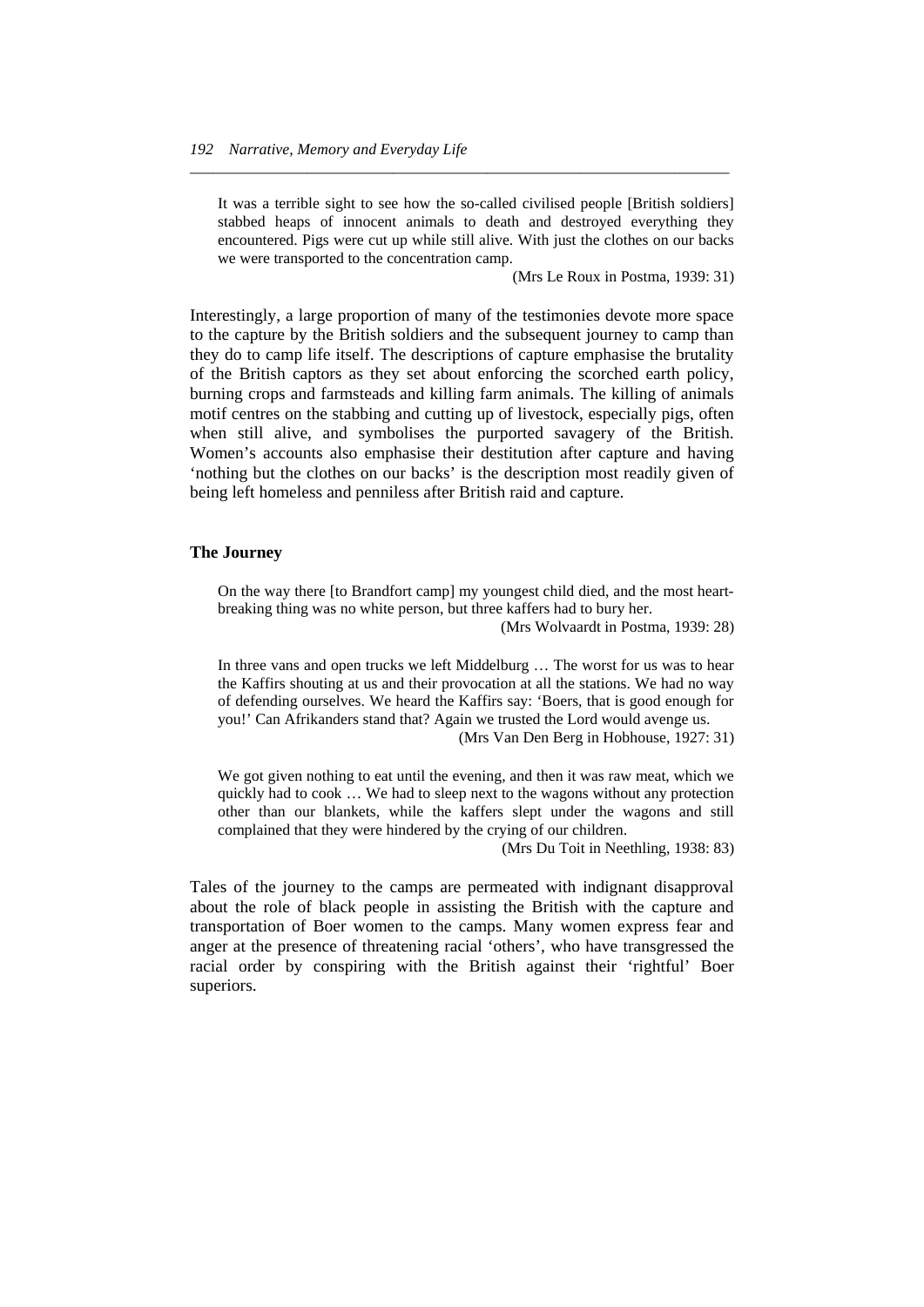> It was a terrible sight to see how the so-called civilised people [British soldiers] stabbed heaps of innocent animals to death and destroyed everything they encountered. Pigs were cut up while still alive. With just the clothes on our backs we were transported to the concentration camp.
>
> (Mrs Le Roux in Postma, 1939: 31)

Interestingly, a large proportion of many of the testimonies devote more space to the capture by the British soldiers and the subsequent journey to camp than they do to camp life itself. The descriptions of capture emphasise the brutality of the British captors as they set about enforcing the scorched earth policy, burning crops and farmsteads and killing farm animals. The killing of animals motif centres on the stabbing and cutting up of livestock, especially pigs, often when still alive, and symbolises the purported savagery of the British. Women's accounts also emphasise their destitution after capture and having 'nothing but the clothes on our backs' is the description most readily given of being left homeless and penniless after British raid and capture.

**The Journey**

> On the way there [to Brandfort camp] my youngest child died, and the most heart-breaking thing was no white person, but three kaffers had to bury her.
>
> (Mrs Wolvaardt in Postma, 1939: 28)

> In three vans and open trucks we left Middelburg … The worst for us was to hear the Kaffirs shouting at us and their provocation at all the stations. We had no way of defending ourselves. We heard the Kaffirs say: 'Boers, that is good enough for you!' Can Afrikanders stand that? Again we trusted the Lord would avenge us.
>
> (Mrs Van Den Berg in Hobhouse, 1927: 31)

> We got given nothing to eat until the evening, and then it was raw meat, which we quickly had to cook … We had to sleep next to the wagons without any protection other than our blankets, while the kaffers slept under the wagons and still complained that they were hindered by the crying of our children.
>
> (Mrs Du Toit in Neethling, 1938: 83)

Tales of the journey to the camps are permeated with indignant disapproval about the role of black people in assisting the British with the capture and transportation of Boer women to the camps. Many women express fear and anger at the presence of threatening racial 'others', who have transgressed the racial order by conspiring with the British against their 'rightful' Boer superiors.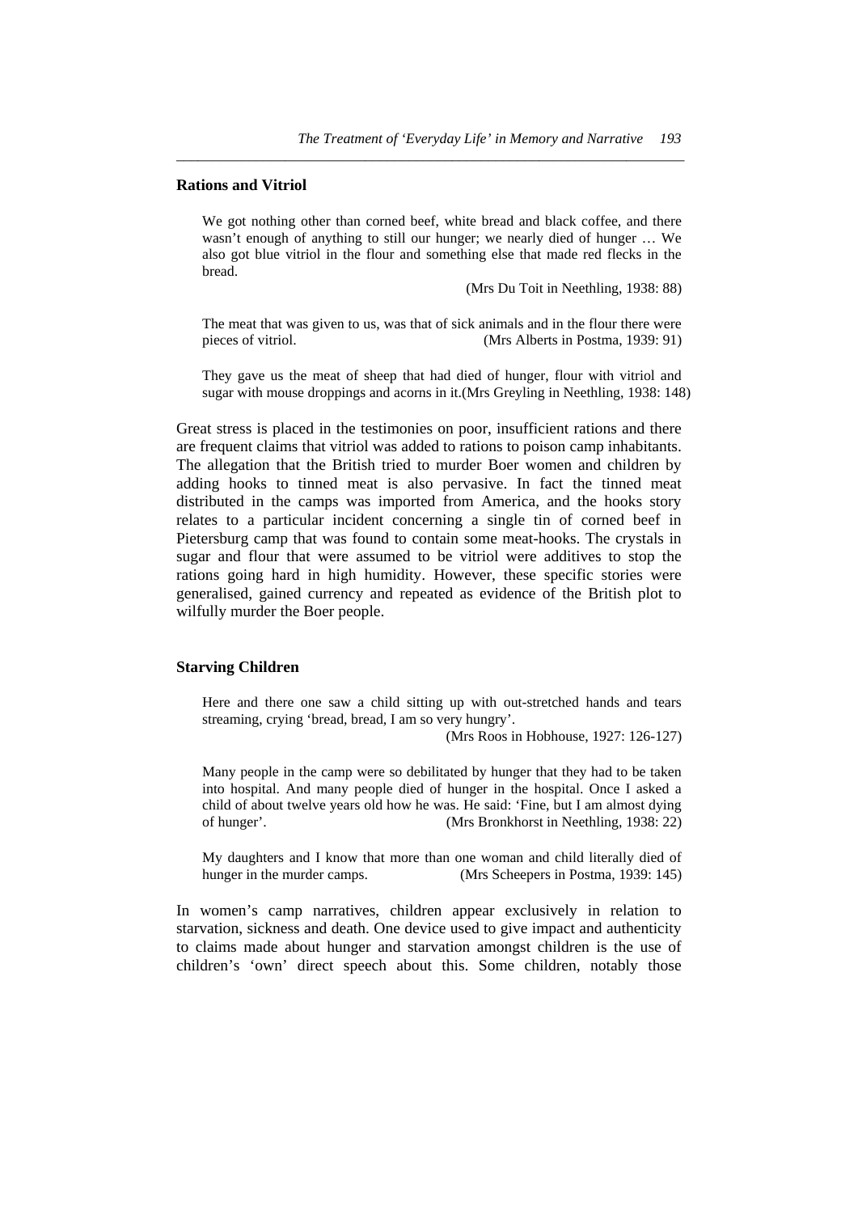## Rations and Vitriol

> We got nothing other than corned beef, white bread and black coffee, and there wasn't enough of anything to still our hunger; we nearly died of hunger … We also got blue vitriol in the flour and something else that made red flecks in the bread.
>
> (Mrs Du Toit in Neethling, 1938: 88)

> The meat that was given to us, was that of sick animals and in the flour there were pieces of vitriol. (Mrs Alberts in Postma, 1939: 91)

> They gave us the meat of sheep that had died of hunger, flour with vitriol and sugar with mouse droppings and acorns in it.(Mrs Greyling in Neethling, 1938: 148)

Great stress is placed in the testimonies on poor, insufficient rations and there are frequent claims that vitriol was added to rations to poison camp inhabitants. The allegation that the British tried to murder Boer women and children by adding hooks to tinned meat is also pervasive. In fact the tinned meat distributed in the camps was imported from America, and the hooks story relates to a particular incident concerning a single tin of corned beef in Pietersburg camp that was found to contain some meat-hooks. The crystals in sugar and flour that were assumed to be vitriol were additives to stop the rations going hard in high humidity. However, these specific stories were generalised, gained currency and repeated as evidence of the British plot to wilfully murder the Boer people.

## Starving Children

> Here and there one saw a child sitting up with out-stretched hands and tears streaming, crying 'bread, bread, I am so very hungry'.
>
> (Mrs Roos in Hobhouse, 1927: 126-127)

> Many people in the camp were so debilitated by hunger that they had to be taken into hospital. And many people died of hunger in the hospital. Once I asked a child of about twelve years old how he was. He said: 'Fine, but I am almost dying of hunger'. (Mrs Bronkhorst in Neethling, 1938: 22)

> My daughters and I know that more than one woman and child literally died of hunger in the murder camps. (Mrs Scheepers in Postma, 1939: 145)

In women's camp narratives, children appear exclusively in relation to starvation, sickness and death. One device used to give impact and authenticity to claims made about hunger and starvation amongst children is the use of children's 'own' direct speech about this. Some children, notably those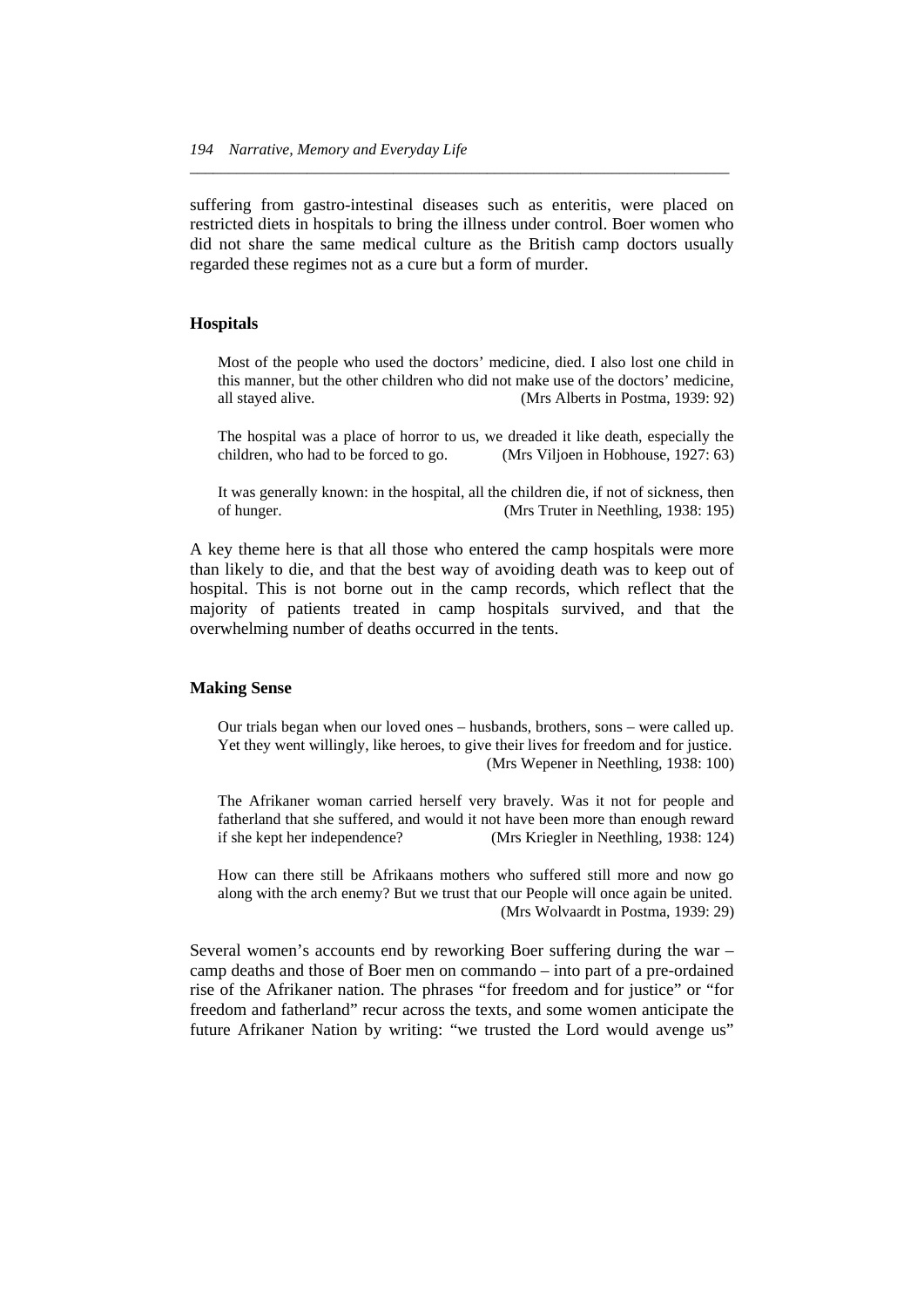suffering from gastro-intestinal diseases such as enteritis, were placed on restricted diets in hospitals to bring the illness under control. Boer women who did not share the same medical culture as the British camp doctors usually regarded these regimes not as a cure but a form of murder.

### Hospitals

> Most of the people who used the doctors' medicine, died. I also lost one child in this manner, but the other children who did not make use of the doctors' medicine, all stayed alive. (Mrs Alberts in Postma, 1939: 92)

> The hospital was a place of horror to us, we dreaded it like death, especially the children, who had to be forced to go. (Mrs Viljoen in Hobhouse, 1927: 63)

> It was generally known: in the hospital, all the children die, if not of sickness, then of hunger. (Mrs Truter in Neethling, 1938: 195)

A key theme here is that all those who entered the camp hospitals were more than likely to die, and that the best way of avoiding death was to keep out of hospital. This is not borne out in the camp records, which reflect that the majority of patients treated in camp hospitals survived, and that the overwhelming number of deaths occurred in the tents.

### Making Sense

> Our trials began when our loved ones – husbands, brothers, sons – were called up. Yet they went willingly, like heroes, to give their lives for freedom and for justice. (Mrs Wepener in Neethling, 1938: 100)

> The Afrikaner woman carried herself very bravely. Was it not for people and fatherland that she suffered, and would it not have been more than enough reward if she kept her independence? (Mrs Kriegler in Neethling, 1938: 124)

> How can there still be Afrikaans mothers who suffered still more and now go along with the arch enemy? But we trust that our People will once again be united. (Mrs Wolvaardt in Postma, 1939: 29)

Several women's accounts end by reworking Boer suffering during the war – camp deaths and those of Boer men on commando – into part of a pre-ordained rise of the Afrikaner nation. The phrases "for freedom and for justice" or "for freedom and fatherland" recur across the texts, and some women anticipate the future Afrikaner Nation by writing: "we trusted the Lord would avenge us"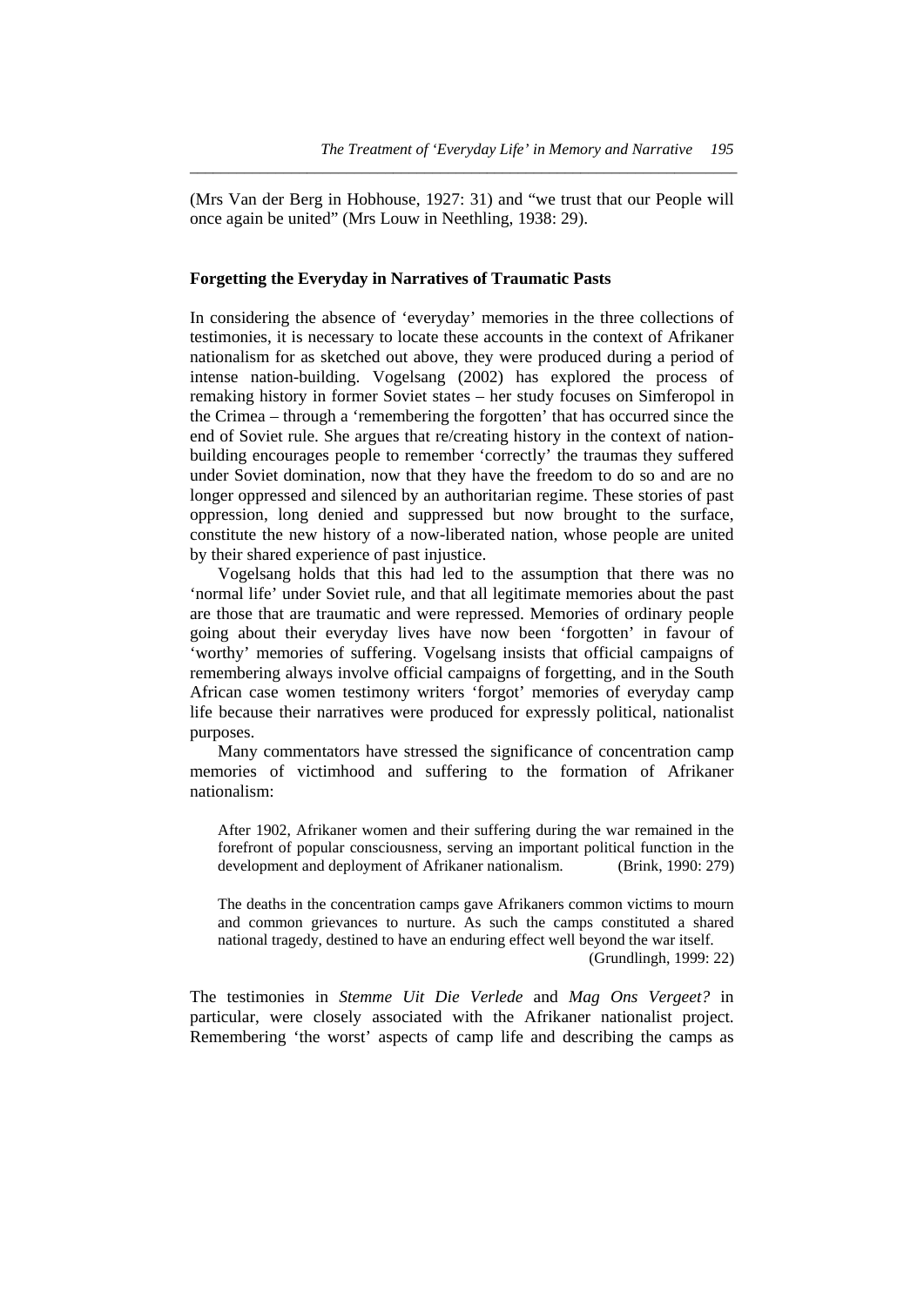(Mrs Van der Berg in Hobhouse, 1927: 31) and "we trust that our People will once again be united" (Mrs Louw in Neethling, 1938: 29).

## Forgetting the Everyday in Narratives of Traumatic Pasts

In considering the absence of 'everyday' memories in the three collections of testimonies, it is necessary to locate these accounts in the context of Afrikaner nationalism for as sketched out above, they were produced during a period of intense nation-building. Vogelsang (2002) has explored the process of remaking history in former Soviet states – her study focuses on Simferopol in the Crimea – through a 'remembering the forgotten' that has occurred since the end of Soviet rule. She argues that re/creating history in the context of nation-building encourages people to remember 'correctly' the traumas they suffered under Soviet domination, now that they have the freedom to do so and are no longer oppressed and silenced by an authoritarian regime. These stories of past oppression, long denied and suppressed but now brought to the surface, constitute the new history of a now-liberated nation, whose people are united by their shared experience of past injustice.

Vogelsang holds that this had led to the assumption that there was no 'normal life' under Soviet rule, and that all legitimate memories about the past are those that are traumatic and were repressed. Memories of ordinary people going about their everyday lives have now been 'forgotten' in favour of 'worthy' memories of suffering. Vogelsang insists that official campaigns of remembering always involve official campaigns of forgetting, and in the South African case women testimony writers 'forgot' memories of everyday camp life because their narratives were produced for expressly political, nationalist purposes.

Many commentators have stressed the significance of concentration camp memories of victimhood and suffering to the formation of Afrikaner nationalism:

> After 1902, Afrikaner women and their suffering during the war remained in the forefront of popular consciousness, serving an important political function in the development and deployment of Afrikaner nationalism. (Brink, 1990: 279)

> The deaths in the concentration camps gave Afrikaners common victims to mourn and common grievances to nurture. As such the camps constituted a shared national tragedy, destined to have an enduring effect well beyond the war itself. (Grundlingh, 1999: 22)

The testimonies in *Stemme Uit Die Verlede* and *Mag Ons Vergeet?* in particular, were closely associated with the Afrikaner nationalist project. Remembering 'the worst' aspects of camp life and describing the camps as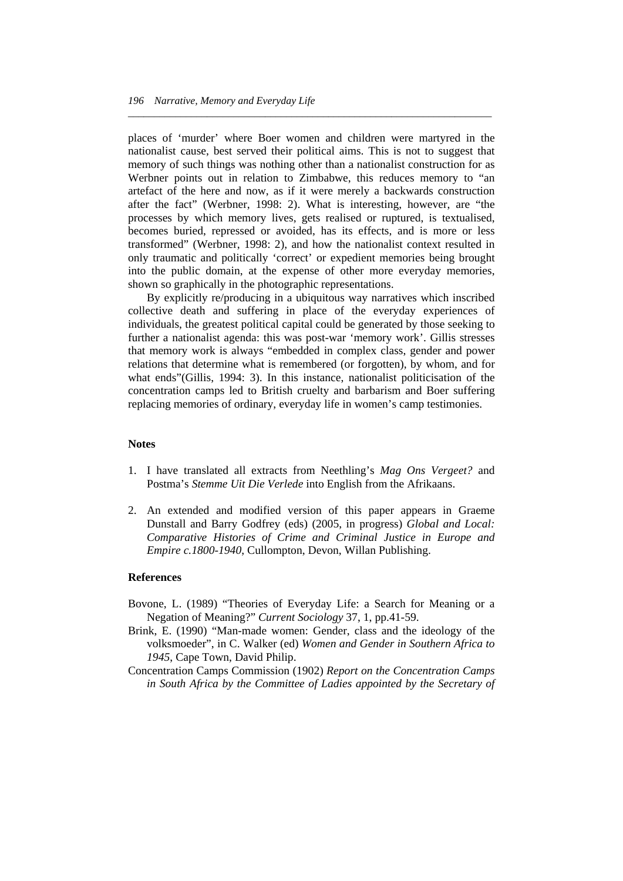places of 'murder' where Boer women and children were martyred in the nationalist cause, best served their political aims. This is not to suggest that memory of such things was nothing other than a nationalist construction for as Werbner points out in relation to Zimbabwe, this reduces memory to "an artefact of the here and now, as if it were merely a backwards construction after the fact" (Werbner, 1998: 2). What is interesting, however, are "the processes by which memory lives, gets realised or ruptured, is textualised, becomes buried, repressed or avoided, has its effects, and is more or less transformed" (Werbner, 1998: 2), and how the nationalist context resulted in only traumatic and politically 'correct' or expedient memories being brought into the public domain, at the expense of other more everyday memories, shown so graphically in the photographic representations.

By explicitly re/producing in a ubiquitous way narratives which inscribed collective death and suffering in place of the everyday experiences of individuals, the greatest political capital could be generated by those seeking to further a nationalist agenda: this was post-war 'memory work'. Gillis stresses that memory work is always "embedded in complex class, gender and power relations that determine what is remembered (or forgotten), by whom, and for what ends"(Gillis, 1994: 3). In this instance, nationalist politicisation of the concentration camps led to British cruelty and barbarism and Boer suffering replacing memories of ordinary, everyday life in women's camp testimonies.

**Notes**

1. I have translated all extracts from Neethling's *Mag Ons Vergeet?* and Postma's *Stemme Uit Die Verlede* into English from the Afrikaans.

2. An extended and modified version of this paper appears in Graeme Dunstall and Barry Godfrey (eds) (2005, in progress) *Global and Local: Comparative Histories of Crime and Criminal Justice in Europe and Empire c.1800-1940*, Cullompton, Devon, Willan Publishing.

**References**

Bovone, L. (1989) "Theories of Everyday Life: a Search for Meaning or a Negation of Meaning?" *Current Sociology* 37, 1, pp.41-59.

Brink, E. (1990) "Man-made women: Gender, class and the ideology of the volksmoeder", in C. Walker (ed) *Women and Gender in Southern Africa to 1945*, Cape Town, David Philip.

Concentration Camps Commission (1902) *Report on the Concentration Camps in South Africa by the Committee of Ladies appointed by the Secretary of*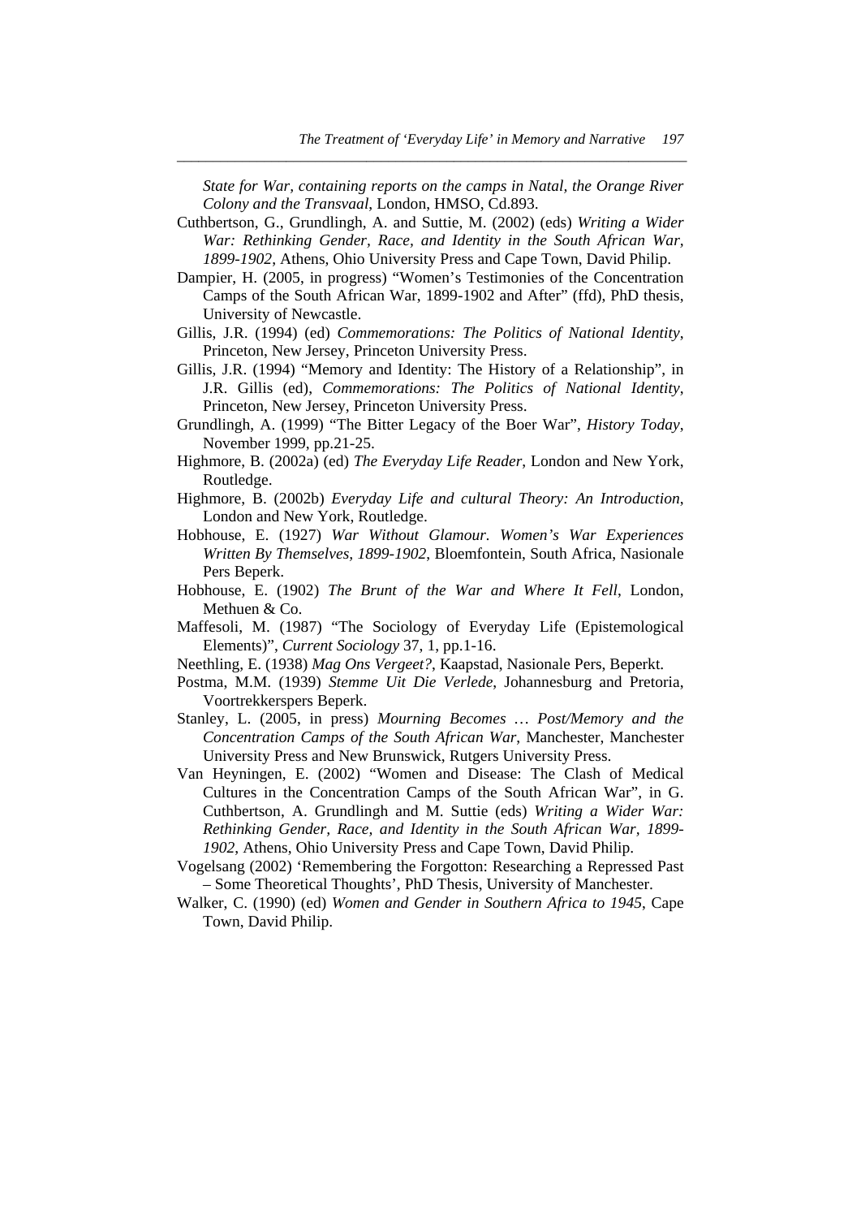*State for War, containing reports on the camps in Natal, the Orange River Colony and the Transvaal*, London, HMSO, Cd.893.

Cuthbertson, G., Grundlingh, A. and Suttie, M. (2002) (eds) *Writing a Wider War: Rethinking Gender, Race, and Identity in the South African War, 1899-1902*, Athens, Ohio University Press and Cape Town, David Philip.

Dampier, H. (2005, in progress) "Women's Testimonies of the Concentration Camps of the South African War, 1899-1902 and After" (ffd), PhD thesis, University of Newcastle.

Gillis, J.R. (1994) (ed) *Commemorations: The Politics of National Identity*, Princeton, New Jersey, Princeton University Press.

Gillis, J.R. (1994) "Memory and Identity: The History of a Relationship", in J.R. Gillis (ed), *Commemorations: The Politics of National Identity*, Princeton, New Jersey, Princeton University Press.

Grundlingh, A. (1999) "The Bitter Legacy of the Boer War", *History Today*, November 1999, pp.21-25.

Highmore, B. (2002a) (ed) *The Everyday Life Reader*, London and New York, Routledge.

Highmore, B. (2002b) *Everyday Life and cultural Theory: An Introduction*, London and New York, Routledge.

Hobhouse, E. (1927) *War Without Glamour. Women's War Experiences Written By Themselves, 1899-1902*, Bloemfontein, South Africa, Nasionale Pers Beperk.

Hobhouse, E. (1902) *The Brunt of the War and Where It Fell*, London, Methuen & Co.

Maffesoli, M. (1987) "The Sociology of Everyday Life (Epistemological Elements)", *Current Sociology* 37, 1, pp.1-16.

Neethling, E. (1938) *Mag Ons Vergeet?*, Kaapstad, Nasionale Pers, Beperkt.

Postma, M.M. (1939) *Stemme Uit Die Verlede*, Johannesburg and Pretoria, Voortrekkerspers Beperk.

Stanley, L. (2005, in press) *Mourning Becomes … Post/Memory and the Concentration Camps of the South African War*, Manchester, Manchester University Press and New Brunswick, Rutgers University Press.

Van Heyningen, E. (2002) "Women and Disease: The Clash of Medical Cultures in the Concentration Camps of the South African War", in G. Cuthbertson, A. Grundlingh and M. Suttie (eds) *Writing a Wider War: Rethinking Gender, Race, and Identity in the South African War, 1899-1902*, Athens, Ohio University Press and Cape Town, David Philip.

Vogelsang (2002) 'Remembering the Forgotton: Researching a Repressed Past – Some Theoretical Thoughts', PhD Thesis, University of Manchester.

Walker, C. (1990) (ed) *Women and Gender in Southern Africa to 1945*, Cape Town, David Philip.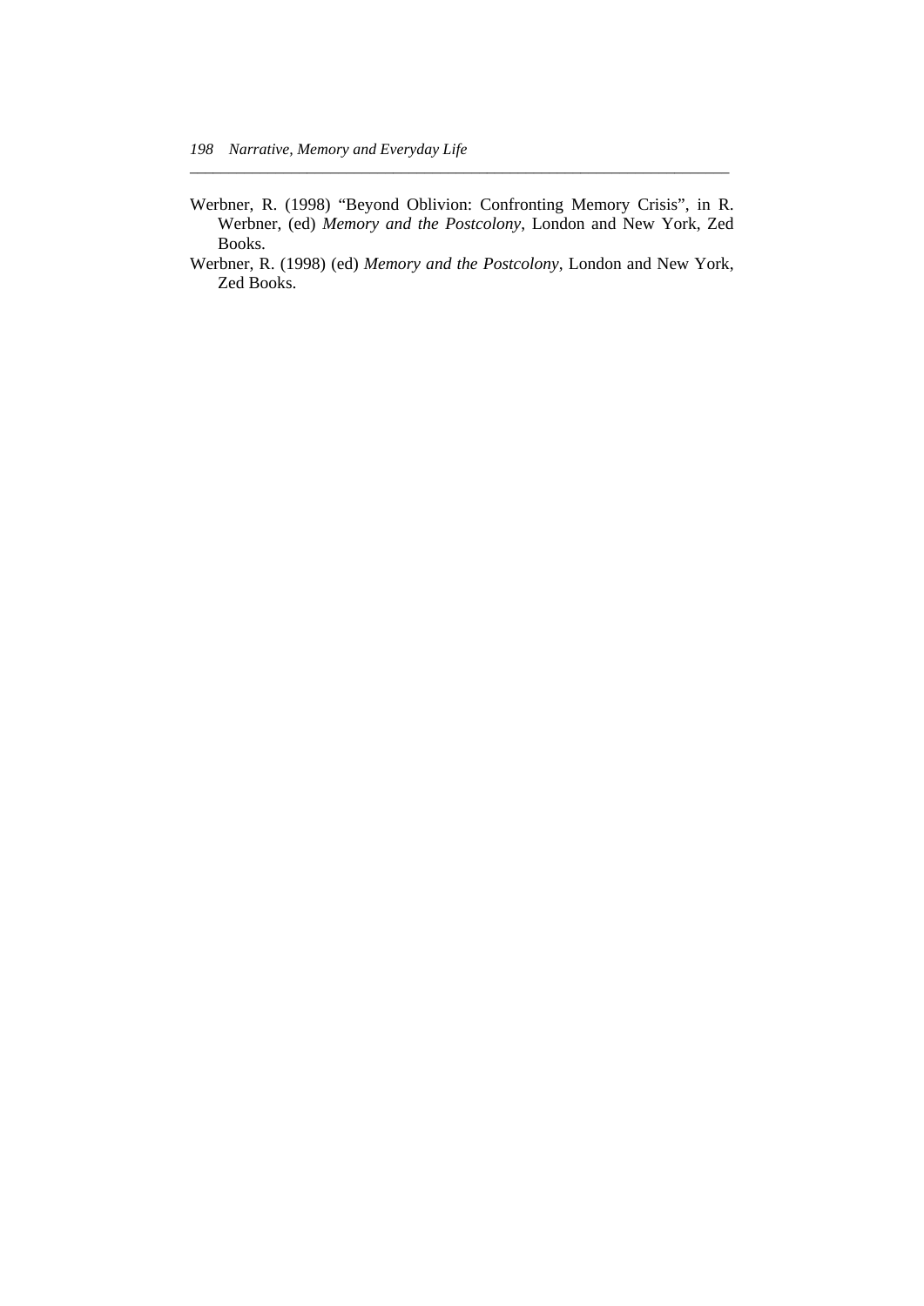Werbner, R. (1998) “Beyond Oblivion: Confronting Memory Crisis”, in R. Werbner, (ed) *Memory and the Postcolony*, London and New York, Zed Books.

Werbner, R. (1998) (ed) *Memory and the Postcolony*, London and New York, Zed Books.